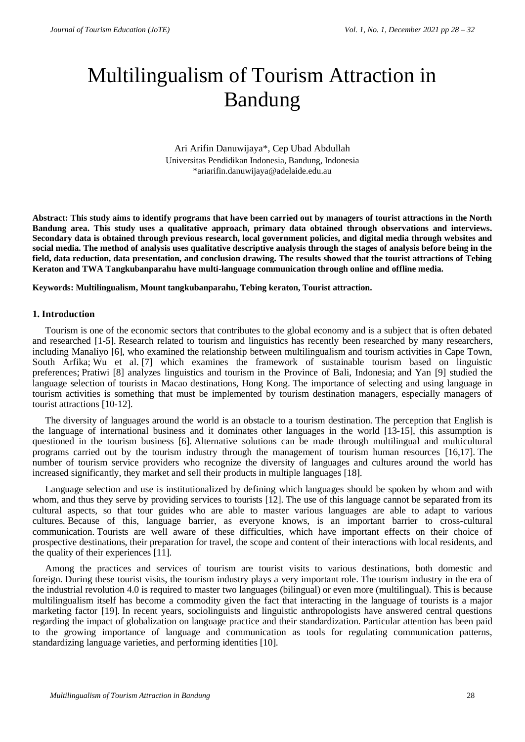# Multilingualism of Tourism Attraction in Bandung

Ari Arifin Danuwijaya*, Cep Ubad Abdullah

Universitas Pendidikan Indonesia, Bandung, Indonesia

*ariarifin.danuwijaya@adelaide.edu.au

**Abstract: This study aims to identify programs that have been carried out by managers of tourist attractions in the North Bandung area. This study uses a qualitative approach, primary data obtained through observations and interviews. Secondary data is obtained through previous research, local government policies, and digital media through websites and social media. The method of analysis uses qualitative descriptive analysis through the stages of analysis before being in the field, data reduction, data presentation, and conclusion drawing. The results showed that the tourist attractions of Tebing Keraton and TWA Tangkubanparahu have multi-language communication through online and offline media.**

**Keywords: Multilingualism, Mount tangkubanparahu, Tebing keraton, Tourist attraction.**

## 1. Introduction

Tourism is one of the economic sectors that contributes to the global economy and is a subject that is often debated and researched [1-5]. Research related to tourism and linguistics has recently been researched by many researchers, including Manaliyo [6], who examined the relationship between multilingualism and tourism activities in Cape Town, South Arfika; Wu et al. [7] which examines the framework of sustainable tourism based on linguistic preferences; Pratiwi [8] analyzes linguistics and tourism in the Province of Bali, Indonesia; and Yan [9] studied the language selection of tourists in Macao destinations, Hong Kong. The importance of selecting and using language in tourism activities is something that must be implemented by tourism destination managers, especially managers of tourist attractions [10-12].

The diversity of languages around the world is an obstacle to a tourism destination. The perception that English is the language of international business and it dominates other languages in the world [13-15], this assumption is questioned in the tourism business [6]. Alternative solutions can be made through multilingual and multicultural programs carried out by the tourism industry through the management of tourism human resources [16,17]. The number of tourism service providers who recognize the diversity of languages and cultures around the world has increased significantly, they market and sell their products in multiple languages [18].

Language selection and use is institutionalized by defining which languages should be spoken by whom and with whom, and thus they serve by providing services to tourists [12]. The use of this language cannot be separated from its cultural aspects, so that tour guides who are able to master various languages are able to adapt to various cultures. Because of this, language barrier, as everyone knows, is an important barrier to cross-cultural communication. Tourists are well aware of these difficulties, which have important effects on their choice of prospective destinations, their preparation for travel, the scope and content of their interactions with local residents, and the quality of their experiences [11].

Among the practices and services of tourism are tourist visits to various destinations, both domestic and foreign. During these tourist visits, the tourism industry plays a very important role. The tourism industry in the era of the industrial revolution 4.0 is required to master two languages (bilingual) or even more (multilingual). This is because multilingualism itself has become a commodity given the fact that interacting in the language of tourists is a major marketing factor [19]. In recent years, sociolinguists and linguistic anthropologists have answered central questions regarding the impact of globalization on language practice and their standardization. Particular attention has been paid to the growing importance of language and communication as tools for regulating communication patterns, standardizing language varieties, and performing identities [10].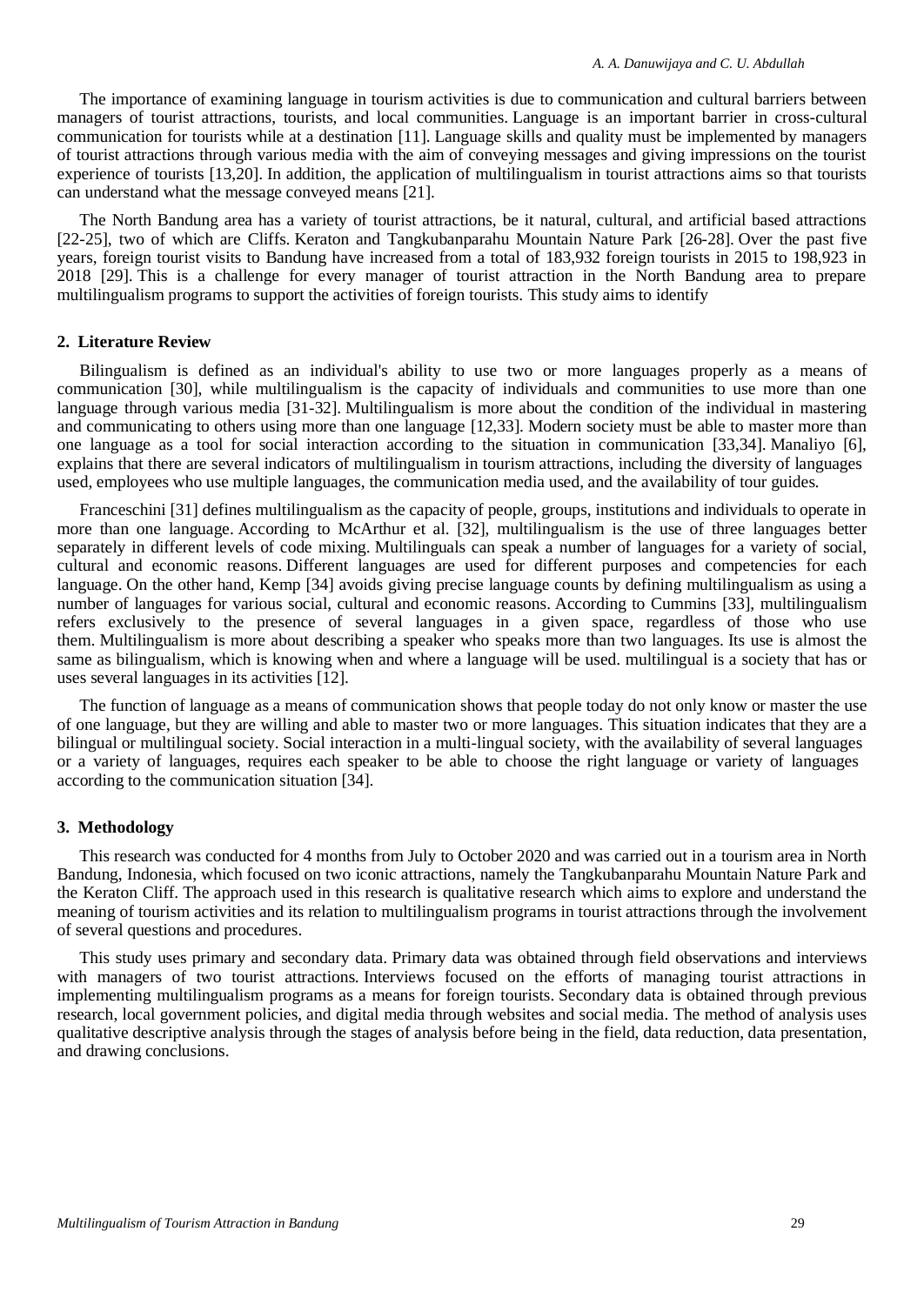The importance of examining language in tourism activities is due to communication and cultural barriers between managers of tourist attractions, tourists, and local communities. Language is an important barrier in cross-cultural communication for tourists while at a destination [11]. Language skills and quality must be implemented by managers of tourist attractions through various media with the aim of conveying messages and giving impressions on the tourist experience of tourists [13,20]. In addition, the application of multilingualism in tourist attractions aims so that tourists can understand what the message conveyed means [21].

The North Bandung area has a variety of tourist attractions, be it natural, cultural, and artificial based attractions [22-25], two of which are Cliffs. Keraton and Tangkubanparahu Mountain Nature Park [26-28]. Over the past five years, foreign tourist visits to Bandung have increased from a total of 183,932 foreign tourists in 2015 to 198,923 in 2018 [29]. This is a challenge for every manager of tourist attraction in the North Bandung area to prepare multilingualism programs to support the activities of foreign tourists. This study aims to identify

## 2. Literature Review

Bilingualism is defined as an individual's ability to use two or more languages properly as a means of communication [30], while multilingualism is the capacity of individuals and communities to use more than one language through various media [31-32]. Multilingualism is more about the condition of the individual in mastering and communicating to others using more than one language [12,33]. Modern society must be able to master more than one language as a tool for social interaction according to the situation in communication [33,34]. Manaliyo [6], explains that there are several indicators of multilingualism in tourism attractions, including the diversity of languages used, employees who use multiple languages, the communication media used, and the availability of tour guides.

Franceschini [31] defines multilingualism as the capacity of people, groups, institutions and individuals to operate in more than one language. According to McArthur et al. [32], multilingualism is the use of three languages better separately in different levels of code mixing. Multilinguals can speak a number of languages for a variety of social, cultural and economic reasons. Different languages are used for different purposes and competencies for each language. On the other hand, Kemp [34] avoids giving precise language counts by defining multilingualism as using a number of languages for various social, cultural and economic reasons. According to Cummins [33], multilingualism refers exclusively to the presence of several languages in a given space, regardless of those who use them. Multilingualism is more about describing a speaker who speaks more than two languages. Its use is almost the same as bilingualism, which is knowing when and where a language will be used. multilingual is a society that has or uses several languages in its activities [12].

The function of language as a means of communication shows that people today do not only know or master the use of one language, but they are willing and able to master two or more languages. This situation indicates that they are a bilingual or multilingual society. Social interaction in a multi-lingual society, with the availability of several languages or a variety of languages, requires each speaker to be able to choose the right language or variety of languages according to the communication situation [34].

## 3. Methodology

This research was conducted for 4 months from July to October 2020 and was carried out in a tourism area in North Bandung, Indonesia, which focused on two iconic attractions, namely the Tangkubanparahu Mountain Nature Park and the Keraton Cliff. The approach used in this research is qualitative research which aims to explore and understand the meaning of tourism activities and its relation to multilingualism programs in tourist attractions through the involvement of several questions and procedures.

This study uses primary and secondary data. Primary data was obtained through field observations and interviews with managers of two tourist attractions. Interviews focused on the efforts of managing tourist attractions in implementing multilingualism programs as a means for foreign tourists. Secondary data is obtained through previous research, local government policies, and digital media through websites and social media. The method of analysis uses qualitative descriptive analysis through the stages of analysis before being in the field, data reduction, data presentation, and drawing conclusions.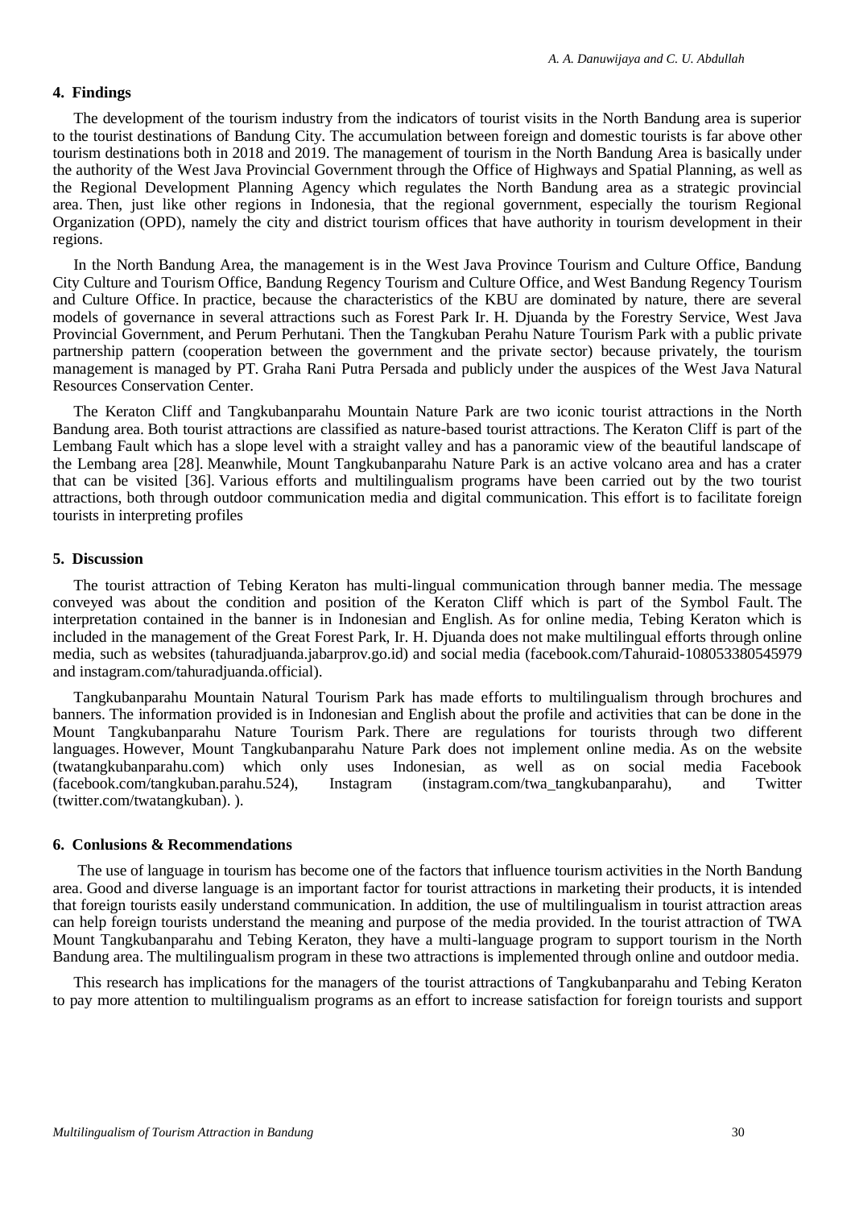## 4. Findings

The development of the tourism industry from the indicators of tourist visits in the North Bandung area is superior to the tourist destinations of Bandung City. The accumulation between foreign and domestic tourists is far above other tourism destinations both in 2018 and 2019. The management of tourism in the North Bandung Area is basically under the authority of the West Java Provincial Government through the Office of Highways and Spatial Planning, as well as the Regional Development Planning Agency which regulates the North Bandung area as a strategic provincial area. Then, just like other regions in Indonesia, that the regional government, especially the tourism Regional Organization (OPD), namely the city and district tourism offices that have authority in tourism development in their regions.

In the North Bandung Area, the management is in the West Java Province Tourism and Culture Office, Bandung City Culture and Tourism Office, Bandung Regency Tourism and Culture Office, and West Bandung Regency Tourism and Culture Office. In practice, because the characteristics of the KBU are dominated by nature, there are several models of governance in several attractions such as Forest Park Ir. H. Djuanda by the Forestry Service, West Java Provincial Government, and Perum Perhutani. Then the Tangkuban Perahu Nature Tourism Park with a public private partnership pattern (cooperation between the government and the private sector) because privately, the tourism management is managed by PT. Graha Rani Putra Persada and publicly under the auspices of the West Java Natural Resources Conservation Center.

The Keraton Cliff and Tangkubanparahu Mountain Nature Park are two iconic tourist attractions in the North Bandung area. Both tourist attractions are classified as nature-based tourist attractions. The Keraton Cliff is part of the Lembang Fault which has a slope level with a straight valley and has a panoramic view of the beautiful landscape of the Lembang area [28]. Meanwhile, Mount Tangkubanparahu Nature Park is an active volcano area and has a crater that can be visited [36]. Various efforts and multilingualism programs have been carried out by the two tourist attractions, both through outdoor communication media and digital communication. This effort is to facilitate foreign tourists in interpreting profiles

## 5. Discussion

The tourist attraction of Tebing Keraton has multi-lingual communication through banner media. The message conveyed was about the condition and position of the Keraton Cliff which is part of the Symbol Fault. The interpretation contained in the banner is in Indonesian and English. As for online media, Tebing Keraton which is included in the management of the Great Forest Park, Ir. H. Djuanda does not make multilingual efforts through online media, such as websites (tahuradjuanda.jabarprov.go.id) and social media (facebook.com/Tahuraid-108053380545979 and instagram.com/tahuradjuanda.official).

Tangkubanparahu Mountain Natural Tourism Park has made efforts to multilingualism through brochures and banners. The information provided is in Indonesian and English about the profile and activities that can be done in the Mount Tangkubanparahu Nature Tourism Park. There are regulations for tourists through two different languages. However, Mount Tangkubanparahu Nature Park does not implement online media. As on the website (twatangkubanparahu.com) which only uses Indonesian, as well as on social media Facebook (facebook.com/tangkuban.parahu.524), Instagram (instagram.com/twa_tangkubanparahu), and Twitter (twitter.com/twatangkuban). ).

## 6. Conlusions & Recommendations

The use of language in tourism has become one of the factors that influence tourism activities in the North Bandung area. Good and diverse language is an important factor for tourist attractions in marketing their products, it is intended that foreign tourists easily understand communication. In addition, the use of multilingualism in tourist attraction areas can help foreign tourists understand the meaning and purpose of the media provided. In the tourist attraction of TWA Mount Tangkubanparahu and Tebing Keraton, they have a multi-language program to support tourism in the North Bandung area. The multilingualism program in these two attractions is implemented through online and outdoor media.

This research has implications for the managers of the tourist attractions of Tangkubanparahu and Tebing Keraton to pay more attention to multilingualism programs as an effort to increase satisfaction for foreign tourists and support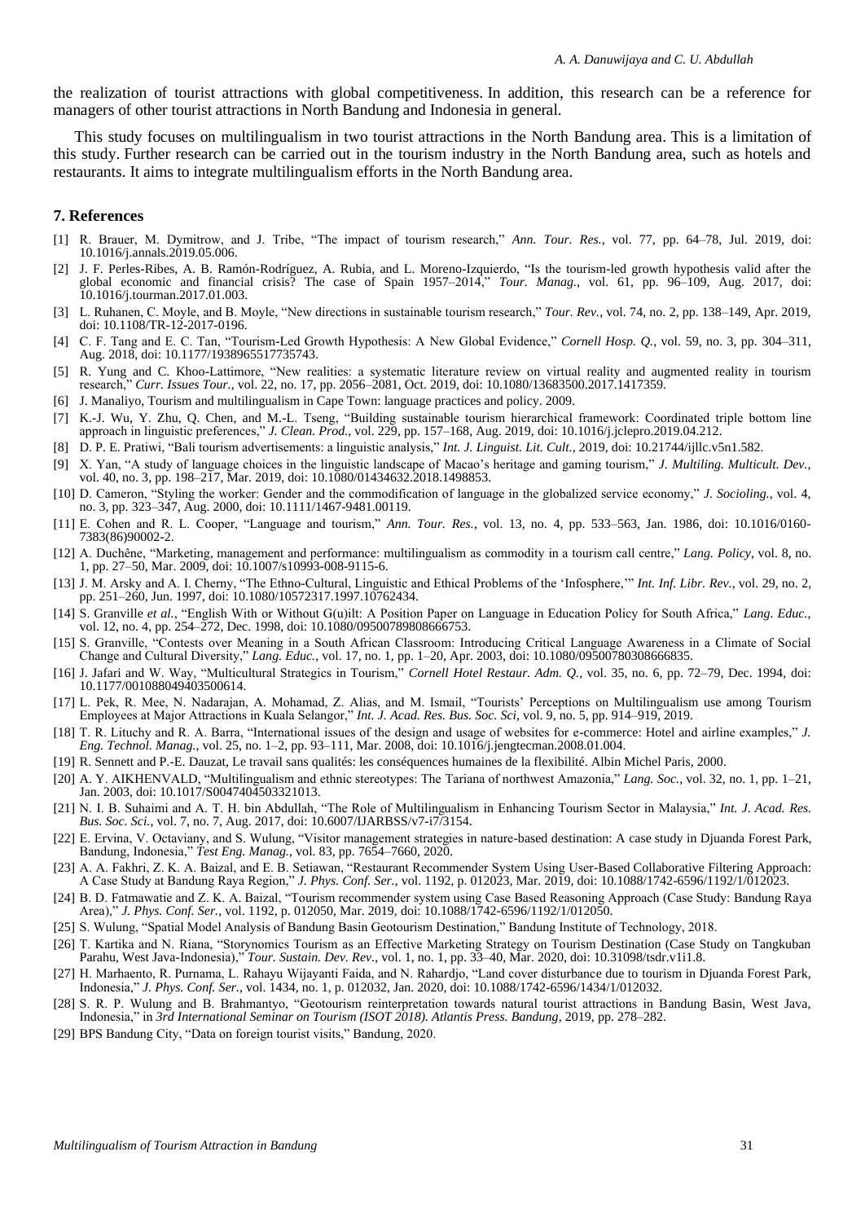the realization of tourist attractions with global competitiveness. In addition, this research can be a reference for managers of other tourist attractions in North Bandung and Indonesia in general.

This study focuses on multilingualism in two tourist attractions in the North Bandung area. This is a limitation of this study. Further research can be carried out in the tourism industry in the North Bandung area, such as hotels and restaurants. It aims to integrate multilingualism efforts in the North Bandung area.

## 7. References

[1] R. Brauer, M. Dymitrow, and J. Tribe, "The impact of tourism research," *Ann. Tour. Res.*, vol. 77, pp. 64–78, Jul. 2019, doi: 10.1016/j.annals.2019.05.006.

[2] J. F. Perles-Ribes, A. B. Ramón-Rodríguez, A. Rubia, and L. Moreno-Izquierdo, "Is the tourism-led growth hypothesis valid after the global economic and financial crisis? The case of Spain 1957–2014," *Tour. Manag.*, vol. 61, pp. 96–109, Aug. 2017, doi: 10.1016/j.tourman.2017.01.003.

[3] L. Ruhanen, C. Moyle, and B. Moyle, "New directions in sustainable tourism research," *Tour. Rev.*, vol. 74, no. 2, pp. 138–149, Apr. 2019, doi: 10.1108/TR-12-2017-0196.

[4] C. F. Tang and E. C. Tan, "Tourism-Led Growth Hypothesis: A New Global Evidence," *Cornell Hosp. Q.*, vol. 59, no. 3, pp. 304–311, Aug. 2018, doi: 10.1177/1938965517735743.

[5] R. Yung and C. Khoo-Lattimore, "New realities: a systematic literature review on virtual reality and augmented reality in tourism research," *Curr. Issues Tour.*, vol. 22, no. 17, pp. 2056–2081, Oct. 2019, doi: 10.1080/13683500.2017.1417359.

[6] J. Manaliyo, Tourism and multilingualism in Cape Town: language practices and policy. 2009.

[7] K.-J. Wu, Y. Zhu, Q. Chen, and M.-L. Tseng, "Building sustainable tourism hierarchical framework: Coordinated triple bottom line approach in linguistic preferences," *J. Clean. Prod.*, vol. 229, pp. 157–168, Aug. 2019, doi: 10.1016/j.jclepro.2019.04.212.

[8] D. P. E. Pratiwi, "Bali tourism advertisements: a linguistic analysis," *Int. J. Linguist. Lit. Cult.*, 2019, doi: 10.21744/ijllc.v5n1.582.

[9] X. Yan, "A study of language choices in the linguistic landscape of Macao's heritage and gaming tourism," *J. Multiling. Multicult. Dev.*, vol. 40, no. 3, pp. 198–217, Mar. 2019, doi: 10.1080/01434632.2018.1498853.

[10] D. Cameron, "Styling the worker: Gender and the commodification of language in the globalized service economy," *J. Socioling.*, vol. 4, no. 3, pp. 323–347, Aug. 2000, doi: 10.1111/1467-9481.00119.

[11] E. Cohen and R. L. Cooper, "Language and tourism," *Ann. Tour. Res.*, vol. 13, no. 4, pp. 533–563, Jan. 1986, doi: 10.1016/0160-7383(86)90002-2.

[12] A. Duchêne, "Marketing, management and performance: multilingualism as commodity in a tourism call centre," *Lang. Policy*, vol. 8, no. 1, pp. 27–50, Mar. 2009, doi: 10.1007/s10993-008-9115-6.

[13] J. M. Arsky and A. I. Cherny, "The Ethno-Cultural, Linguistic and Ethical Problems of the 'Infosphere,'" *Int. Inf. Libr. Rev.*, vol. 29, no. 2, pp. 251–260, Jun. 1997, doi: 10.1080/10572317.1997.10762434.

[14] S. Granville *et al.*, "English With or Without G(u)ilt: A Position Paper on Language in Education Policy for South Africa," *Lang. Educ.*, vol. 12, no. 4, pp. 254–272, Dec. 1998, doi: 10.1080/09500789808666753.

[15] S. Granville, "Contests over Meaning in a South African Classroom: Introducing Critical Language Awareness in a Climate of Social Change and Cultural Diversity," *Lang. Educ.*, vol. 17, no. 1, pp. 1–20, Apr. 2003, doi: 10.1080/09500780308666835.

[16] J. Jafari and W. Way, "Multicultural Strategics in Tourism," *Cornell Hotel Restaur. Adm. Q.*, vol. 35, no. 6, pp. 72–79, Dec. 1994, doi: 10.1177/001088049403500614.

[17] L. Pek, R. Mee, N. Nadarajan, A. Mohamad, Z. Alias, and M. Ismail, "Tourists' Perceptions on Multilingualism use among Tourism Employees at Major Attractions in Kuala Selangor," *Int. J. Acad. Res. Bus. Soc. Sci*, vol. 9, no. 5, pp. 914–919, 2019.

[18] T. R. Lituchy and R. A. Barra, "International issues of the design and usage of websites for e-commerce: Hotel and airline examples," *J. Eng. Technol. Manag.*, vol. 25, no. 1–2, pp. 93–111, Mar. 2008, doi: 10.1016/j.jengtecman.2008.01.004.

[19] R. Sennett and P.-E. Dauzat, Le travail sans qualités: les conséquences humaines de la flexibilité. Albin Michel Paris, 2000.

[20] A. Y. AIKHENVALD, "Multilingualism and ethnic stereotypes: The Tariana of northwest Amazonia," *Lang. Soc.*, vol. 32, no. 1, pp. 1–21, Jan. 2003, doi: 10.1017/S0047404503321013.

[21] N. I. B. Suhaimi and A. T. H. bin Abdullah, "The Role of Multilingualism in Enhancing Tourism Sector in Malaysia," *Int. J. Acad. Res. Bus. Soc. Sci.*, vol. 7, no. 7, Aug. 2017, doi: 10.6007/IJARBSS/v7-i7/3154.

[22] E. Ervina, V. Octaviany, and S. Wulung, "Visitor management strategies in nature-based destination: A case study in Djuanda Forest Park, Bandung, Indonesia," *Test Eng. Manag.*, vol. 83, pp. 7654–7660, 2020.

[23] A. A. Fakhri, Z. K. A. Baizal, and E. B. Setiawan, "Restaurant Recommender System Using User-Based Collaborative Filtering Approach: A Case Study at Bandung Raya Region," *J. Phys. Conf. Ser.*, vol. 1192, p. 012023, Mar. 2019, doi: 10.1088/1742-6596/1192/1/012023.

[24] B. D. Fatmawatie and Z. K. A. Baizal, "Tourism recommender system using Case Based Reasoning Approach (Case Study: Bandung Raya Area)," *J. Phys. Conf. Ser.*, vol. 1192, p. 012050, Mar. 2019, doi: 10.1088/1742-6596/1192/1/012050.

[25] S. Wulung, "Spatial Model Analysis of Bandung Basin Geotourism Destination," Bandung Institute of Technology, 2018.

[26] T. Kartika and N. Riana, "Storynomics Tourism as an Effective Marketing Strategy on Tourism Destination (Case Study on Tangkuban Parahu, West Java-Indonesia)," *Tour. Sustain. Dev. Rev.*, vol. 1, no. 1, pp. 33–40, Mar. 2020, doi: 10.31098/tsdr.v1i1.8.

[27] H. Marhaento, R. Purnama, L. Rahayu Wijayanti Faida, and N. Rahardjo, "Land cover disturbance due to tourism in Djuanda Forest Park, Indonesia," *J. Phys. Conf. Ser.*, vol. 1434, no. 1, p. 012032, Jan. 2020, doi: 10.1088/1742-6596/1434/1/012032.

[28] S. R. P. Wulung and B. Brahmantyo, "Geotourism reinterpretation towards natural tourist attractions in Bandung Basin, West Java, Indonesia," in *3rd International Seminar on Tourism (ISOT 2018). Atlantis Press. Bandung*, 2019, pp. 278–282.

[29] BPS Bandung City, "Data on foreign tourist visits," Bandung, 2020.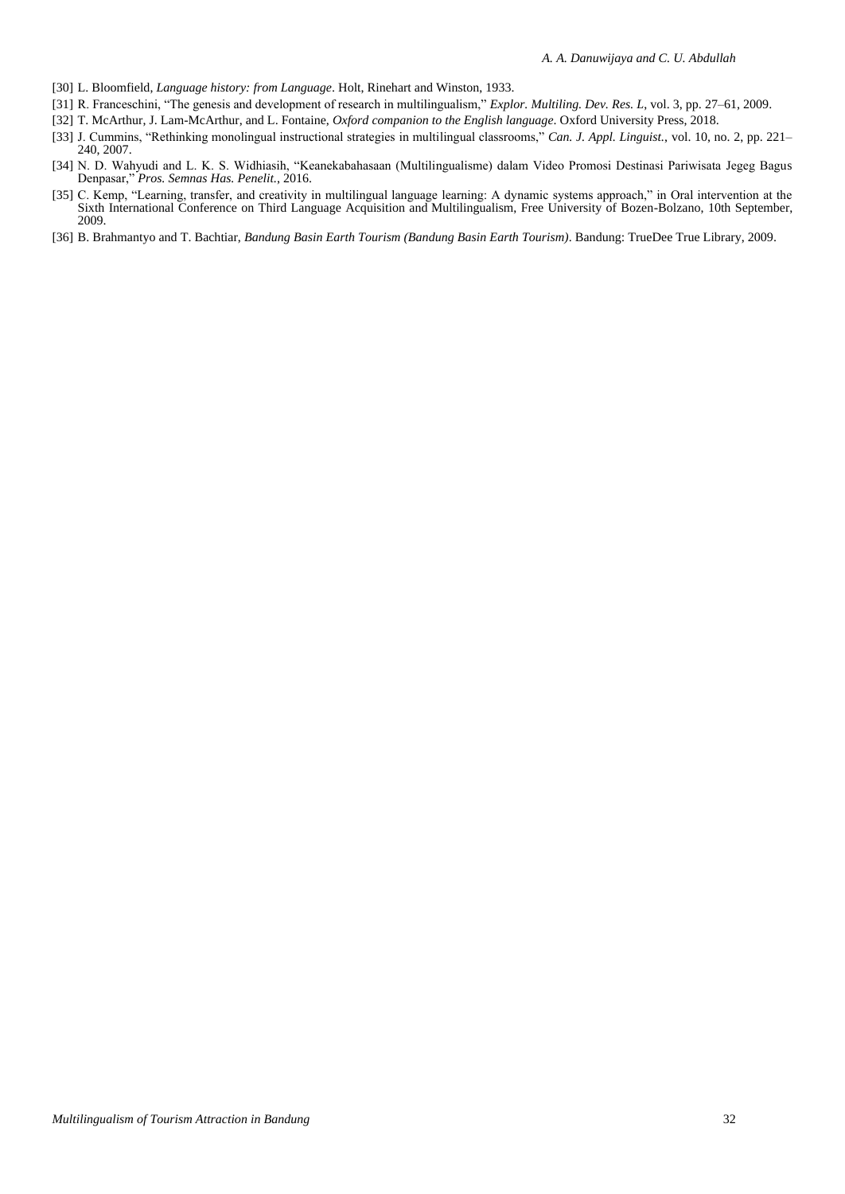[30] L. Bloomfield, *Language history: from Language*. Holt, Rinehart and Winston, 1933.

[31] R. Franceschini, "The genesis and development of research in multilingualism," *Explor. Multiling. Dev. Res. L*, vol. 3, pp. 27–61, 2009.

[32] T. McArthur, J. Lam-McArthur, and L. Fontaine, *Oxford companion to the English language*. Oxford University Press, 2018.

[33] J. Cummins, "Rethinking monolingual instructional strategies in multilingual classrooms," *Can. J. Appl. Linguist.*, vol. 10, no. 2, pp. 221–240, 2007.

[34] N. D. Wahyudi and L. K. S. Widhiasih, "Keanekabahasaan (Multilingualisme) dalam Video Promosi Destinasi Pariwisata Jegeg Bagus Denpasar," *Pros. Semnas Has. Penelit.*, 2016.

[35] C. Kemp, "Learning, transfer, and creativity in multilingual language learning: A dynamic systems approach," in Oral intervention at the Sixth International Conference on Third Language Acquisition and Multilingualism, Free University of Bozen-Bolzano, 10th September, 2009.

[36] B. Brahmantyo and T. Bachtiar, *Bandung Basin Earth Tourism (Bandung Basin Earth Tourism)*. Bandung: TrueDee True Library, 2009.